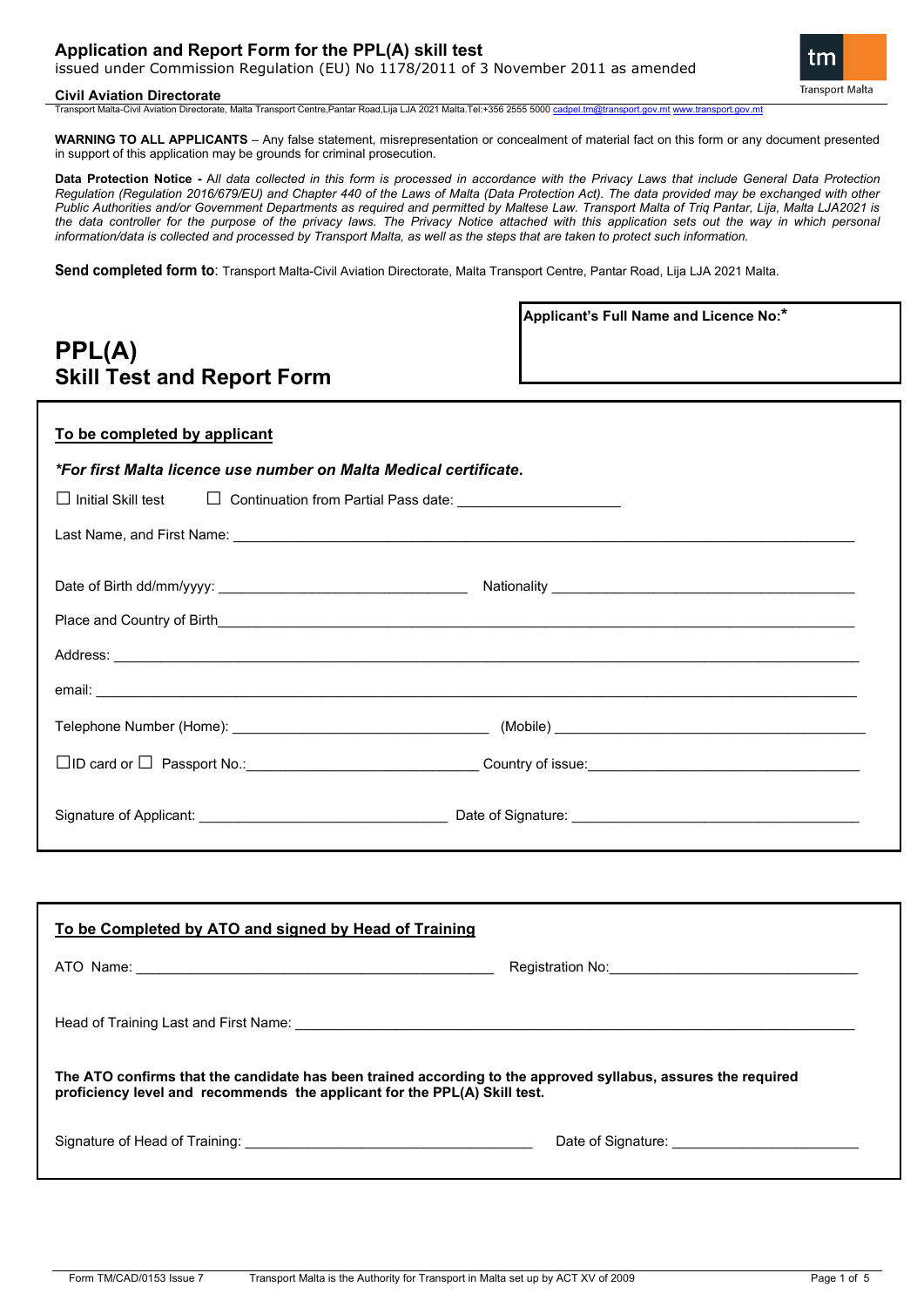# Application and Report Form for the PPL(A) skill test

issued under Commission Regulation (EU) No 1178/2011 of 3 November 2011 as amended

**Civil Aviation Directorate**

Transport Malta-Civil Aviation Directorate, Malta Transport Centre,Pantar Road,Lija LJA 2021 Malta.Tel:+356 2555 5000 cadpel.tm@transport.gov.mt www.transport.gov.mt

**WARNING TO ALL APPLICANTS** – Any false statement, misrepresentation or concealment of material fact on this form or any document presented in support of this application may be grounds for criminal prosecution.

**Data Protection Notice -** *All data collected in this form is processed in accordance with the Privacy Laws that include General Data Protection Regulation (Regulation 2016/679/EU) and Chapter 440 of the Laws of Malta (Data Protection Act). The data provided may be exchanged with other Public Authorities and/or Government Departments as required and permitted by Maltese Law. Transport Malta of Triq Pantar, Lija, Malta LJA2021 is the data controller for the purpose of the privacy laws. The Privacy Notice attached with this application sets out the way in which personal information/data is collected and processed by Transport Malta, as well as the steps that are taken to protect such information.*

**Send completed form to**: Transport Malta-Civil Aviation Directorate, Malta Transport Centre, Pantar Road, Lija LJA 2021 Malta.

**Applicant's Full Name and Licence No:***

## PPL(A)
## Skill Test and Report Form

**To be completed by applicant**

***For first Malta licence use number on Malta Medical certificate.***

☐ Initial Skill test ☐ Continuation from Partial Pass date: ____________________

Last Name, and First Name: ____________________________________________

Date of Birth dd/mm/yyyy: ______________________ Nationality ______________________

Place and Country of Birth____________________________________________

Address: ____________________________________________

email: ____________________________________________

Telephone Number (Home): ______________________ (Mobile) ______________________

☐ID card or ☐ Passport No.:______________________ Country of issue:______________________

Signature of Applicant: ______________________ Date of Signature: ______________________

**To be Completed by ATO and signed by Head of Training**

ATO Name: ______________________ Registration No:______________________

Head of Training Last and First Name: ____________________________________________

**The ATO confirms that the candidate has been trained according to the approved syllabus, assures the required proficiency level and recommends the applicant for the PPL(A) Skill test.**

Signature of Head of Training: ______________________ Date of Signature: ______________________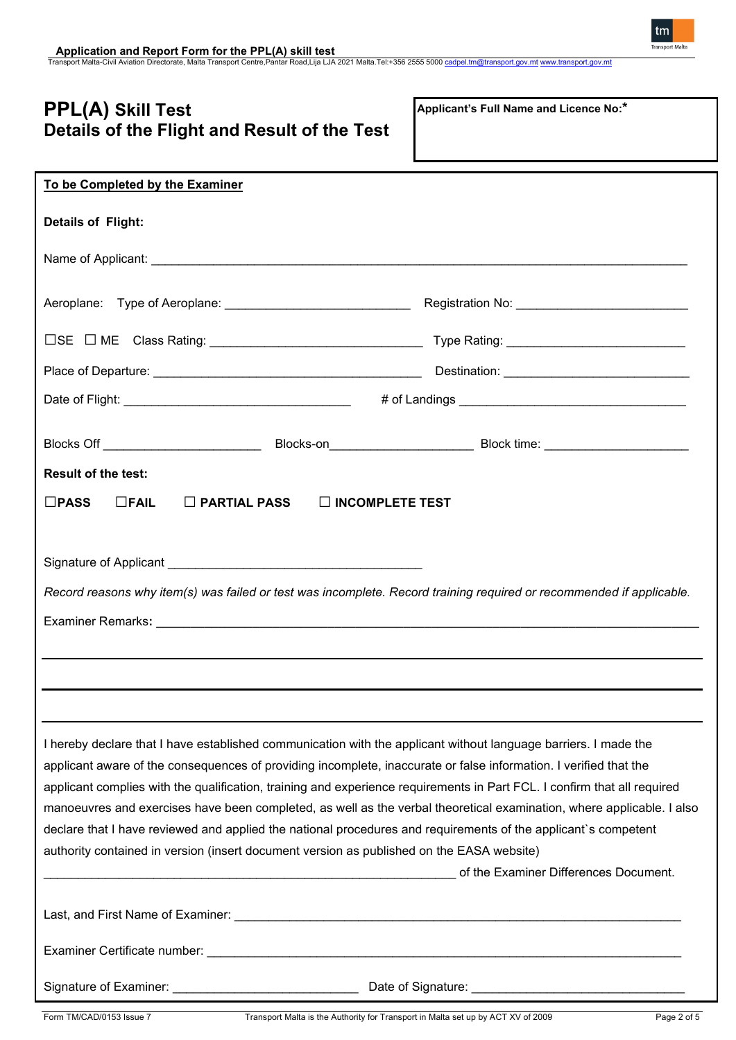# PPL(A) Skill Test
## Details of the Flight and Result of the Test

**Applicant's Full Name and Licence No:***

**To be Completed by the Examiner**

**Details of Flight:**

Name of Applicant: ______________________________

Aeroplane: Type of Aeroplane: ______________________ Registration No: ______________________

☐SE ☐ ME Class Rating: ______________________ Type Rating: ______________________

Place of Departure: ______________________ Destination: ______________________

Date of Flight: ______________________ # of Landings ______________________

Blocks Off ______________________ Blocks-on______________________ Block time: ______________________

**Result of the test:**

☐**PASS** ☐**FAIL** ☐ **PARTIAL PASS** ☐ **INCOMPLETE TEST**

Signature of Applicant ______________________

*Record reasons why item(s) was failed or test was incomplete. Record training required or recommended if applicable.*

Examiner Remarks**:** ______________________________

______________________________

______________________________

I hereby declare that I have established communication with the applicant without language barriers. I made the applicant aware of the consequences of providing incomplete, inaccurate or false information. I verified that the applicant complies with the qualification, training and experience requirements in Part FCL. I confirm that all required manoeuvres and exercises have been completed, as well as the verbal theoretical examination, where applicable. I also declare that I have reviewed and applied the national procedures and requirements of the applicant`s competent authority contained in version (insert document version as published on the EASA website) ______________________________ of the Examiner Differences Document.

Last, and First Name of Examiner: ______________________________

Examiner Certificate number: ______________________________

Signature of Examiner: ______________________ Date of Signature: ______________________

Form TM/CAD/0153 Issue 7 — Transport Malta is the Authority for Transport in Malta set up by ACT XV of 2009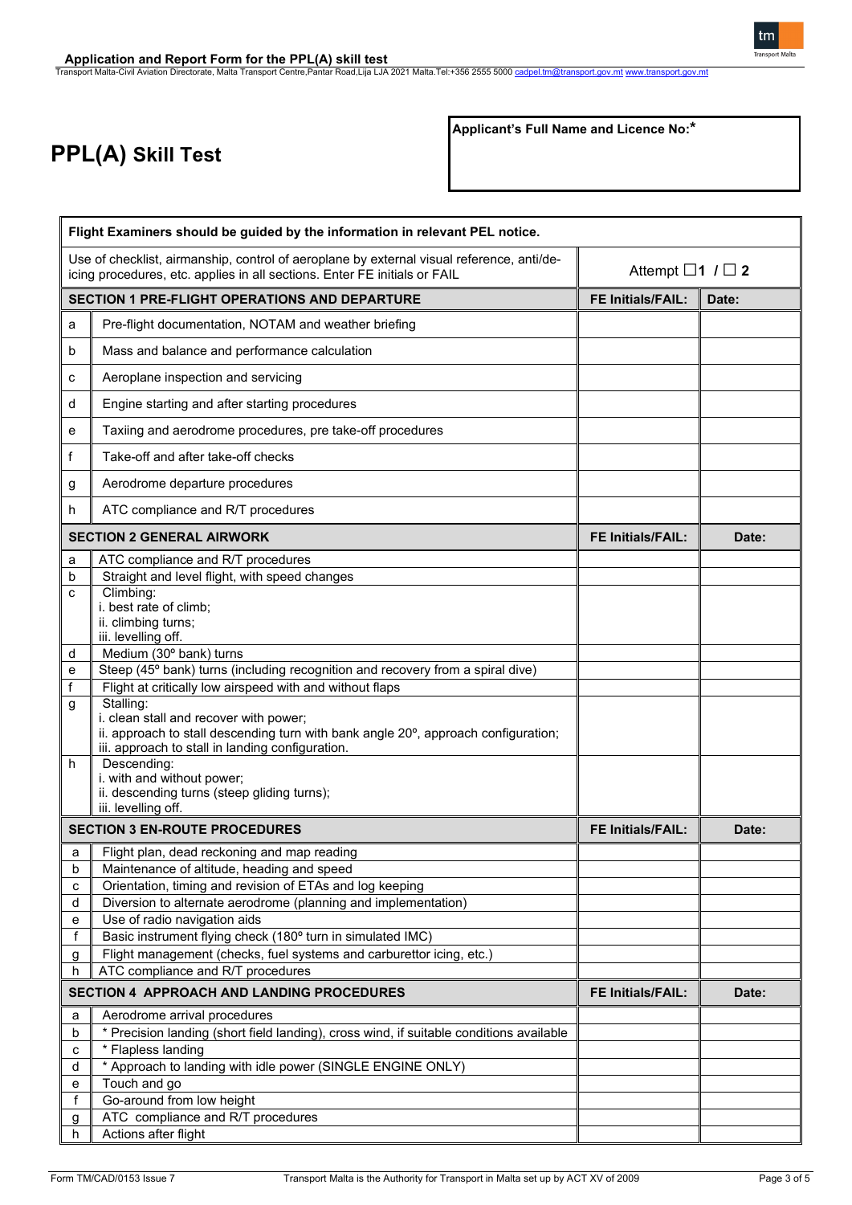# PPL(A) Skill Test

| **Applicant's Full Name and Licence No:*** |
|---|
| |

| **Flight Examiners should be guided by the information in relevant PEL notice.** | | | |
|---|---|---|---|
| Use of checklist, airmanship, control of aeroplane by external visual reference, anti/de-icing procedures, etc. applies in all sections. Enter FE initials or FAIL | | Attempt ☐**1** / ☐ **2** | |
| **SECTION 1 PRE-FLIGHT OPERATIONS AND DEPARTURE** | | **FE Initials/FAIL:** | **Date:** |
| a | Pre-flight documentation, NOTAM and weather briefing | | |
| b | Mass and balance and performance calculation | | |
| c | Aeroplane inspection and servicing | | |
| d | Engine starting and after starting procedures | | |
| e | Taxiing and aerodrome procedures, pre take-off procedures | | |
| f | Take-off and after take-off checks | | |
| g | Aerodrome departure procedures | | |
| h | ATC compliance and R/T procedures | | |
| **SECTION 2 GENERAL AIRWORK** | | **FE Initials/FAIL:** | **Date:** |
| a | ATC compliance and R/T procedures | | |
| b | Straight and level flight, with speed changes | | |
| c | Climbing:<br>i. best rate of climb;<br>ii. climbing turns;<br>iii. levelling off. | | |
| d | Medium (30º bank) turns | | |
| e | Steep (45º bank) turns (including recognition and recovery from a spiral dive) | | |
| f | Flight at critically low airspeed with and without flaps | | |
| g | Stalling:<br>i. clean stall and recover with power;<br>ii. approach to stall descending turn with bank angle 20º, approach configuration;<br>iii. approach to stall in landing configuration. | | |
| h | Descending:<br>i. with and without power;<br>ii. descending turns (steep gliding turns);<br>iii. levelling off. | | |
| **SECTION 3 EN-ROUTE PROCEDURES** | | **FE Initials/FAIL:** | **Date:** |
| a | Flight plan, dead reckoning and map reading | | |
| b | Maintenance of altitude, heading and speed | | |
| c | Orientation, timing and revision of ETAs and log keeping | | |
| d | Diversion to alternate aerodrome (planning and implementation) | | |
| e | Use of radio navigation aids | | |
| f | Basic instrument flying check (180º turn in simulated IMC) | | |
| g | Flight management (checks, fuel systems and carburettor icing, etc.) | | |
| h | ATC compliance and R/T procedures | | |
| **SECTION 4 APPROACH AND LANDING PROCEDURES** | | **FE Initials/FAIL:** | **Date:** |
| a | Aerodrome arrival procedures | | |
| b | * Precision landing (short field landing), cross wind, if suitable conditions available | | |
| c | * Flapless landing | | |
| d | * Approach to landing with idle power (SINGLE ENGINE ONLY) | | |
| e | Touch and go | | |
| f | Go-around from low height | | |
| g | ATC compliance and R/T procedures | | |
| h | Actions after flight | | |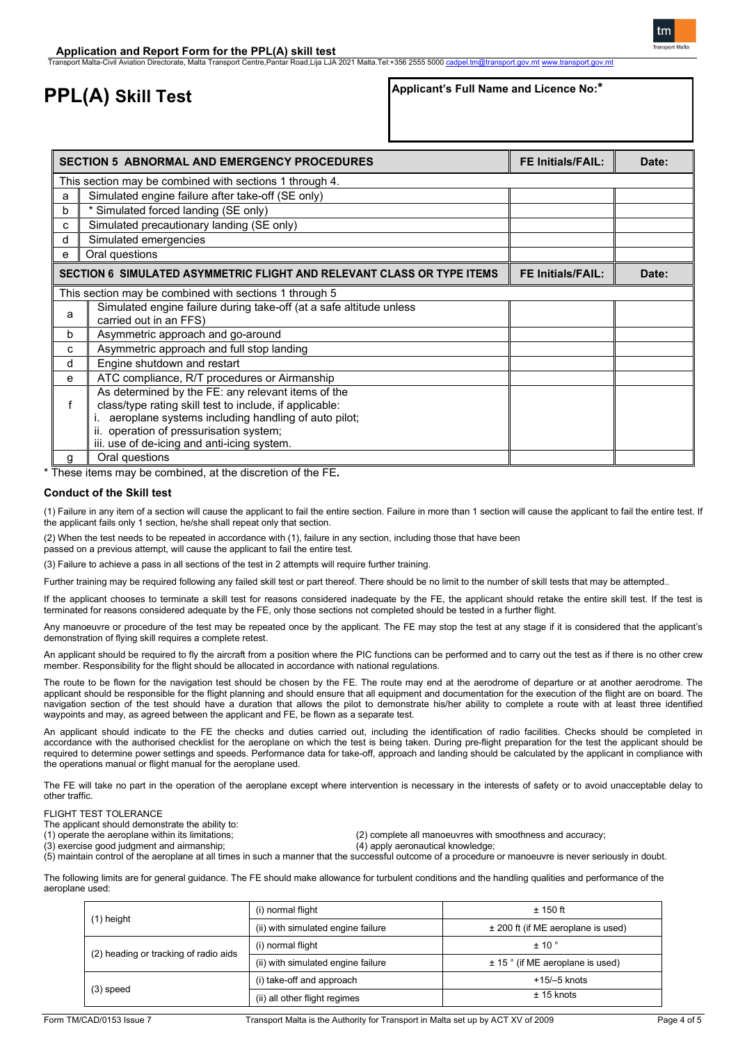# PPL(A) Skill Test

| Applicant's Full Name and Licence No:* |
|---|
| |

| SECTION 5 ABNORMAL AND EMERGENCY PROCEDURES | | FE Initials/FAIL: | Date: |
|---|---|---|---|
| This section may be combined with sections 1 through 4. | | | |
| a | Simulated engine failure after take-off (SE only) | | |
| b | * Simulated forced landing (SE only) | | |
| c | Simulated precautionary landing (SE only) | | |
| d | Simulated emergencies | | |
| e | Oral questions | | |

| SECTION 6 SIMULATED ASYMMETRIC FLIGHT AND RELEVANT CLASS OR TYPE ITEMS | | FE Initials/FAIL: | Date: |
|---|---|---|---|
| This section may be combined with sections 1 through 5 | | | |
| a | Simulated engine failure during take-off (at a safe altitude unless carried out in an FFS) | | |
| b | Asymmetric approach and go-around | | |
| c | Asymmetric approach and full stop landing | | |
| d | Engine shutdown and restart | | |
| e | ATC compliance, R/T procedures or Airmanship | | |
| f | As determined by the FE: any relevant items of the class/type rating skill test to include, if applicable:<br>i. aeroplane systems including handling of auto pilot;<br>ii. operation of pressurisation system;<br>iii. use of de-icing and anti-icing system. | | |
| g | Oral questions | | |

\* These items may be combined, at the discretion of the FE.

### Conduct of the Skill test

(1) Failure in any item of a section will cause the applicant to fail the entire section. Failure in more than 1 section will cause the applicant to fail the entire test. If the applicant fails only 1 section, he/she shall repeat only that section.

(2) When the test needs to be repeated in accordance with (1), failure in any section, including those that have been passed on a previous attempt, will cause the applicant to fail the entire test.

(3) Failure to achieve a pass in all sections of the test in 2 attempts will require further training.

Further training may be required following any failed skill test or part thereof. There should be no limit to the number of skill tests that may be attempted..

If the applicant chooses to terminate a skill test for reasons considered inadequate by the FE, the applicant should retake the entire skill test. If the test is terminated for reasons considered adequate by the FE, only those sections not completed should be tested in a further flight.

Any manoeuvre or procedure of the test may be repeated once by the applicant. The FE may stop the test at any stage if it is considered that the applicant's demonstration of flying skill requires a complete retest.

An applicant should be required to fly the aircraft from a position where the PIC functions can be performed and to carry out the test as if there is no other crew member. Responsibility for the flight should be allocated in accordance with national regulations.

The route to be flown for the navigation test should be chosen by the FE. The route may end at the aerodrome of departure or at another aerodrome. The applicant should be responsible for the flight planning and should ensure that all equipment and documentation for the execution of the flight are on board. The navigation section of the test should have a duration that allows the pilot to demonstrate his/her ability to complete a route with at least three identified waypoints and may, as agreed between the applicant and FE, be flown as a separate test.

An applicant should indicate to the FE the checks and duties carried out, including the identification of radio facilities. Checks should be completed in accordance with the authorised checklist for the aeroplane on which the test is being taken. During pre-flight preparation for the test the applicant should be required to determine power settings and speeds. Performance data for take-off, approach and landing should be calculated by the applicant in compliance with the operations manual or flight manual for the aeroplane used.

The FE will take no part in the operation of the aeroplane except where intervention is necessary in the interests of safety or to avoid unacceptable delay to other traffic.

FLIGHT TEST TOLERANCE

The applicant should demonstrate the ability to:

(1) operate the aeroplane within its limitations;
(2) complete all manoeuvres with smoothness and accuracy;
(3) exercise good judgment and airmanship;
(4) apply aeronautical knowledge;
(5) maintain control of the aeroplane at all times in such a manner that the successful outcome of a procedure or manoeuvre is never seriously in doubt.

The following limits are for general guidance. The FE should make allowance for turbulent conditions and the handling qualities and performance of the aeroplane used:

| | | |
|---|---|---|
| (1) height | (i) normal flight | ± 150 ft |
| | (ii) with simulated engine failure | ± 200 ft (if ME aeroplane is used) |
| (2) heading or tracking of radio aids | (i) normal flight | ± 10 ° |
| | (ii) with simulated engine failure | ± 15 ° (if ME aeroplane is used) |
| (3) speed | (i) take-off and approach | +15/–5 knots |
| | (ii) all other flight regimes | ± 15 knots |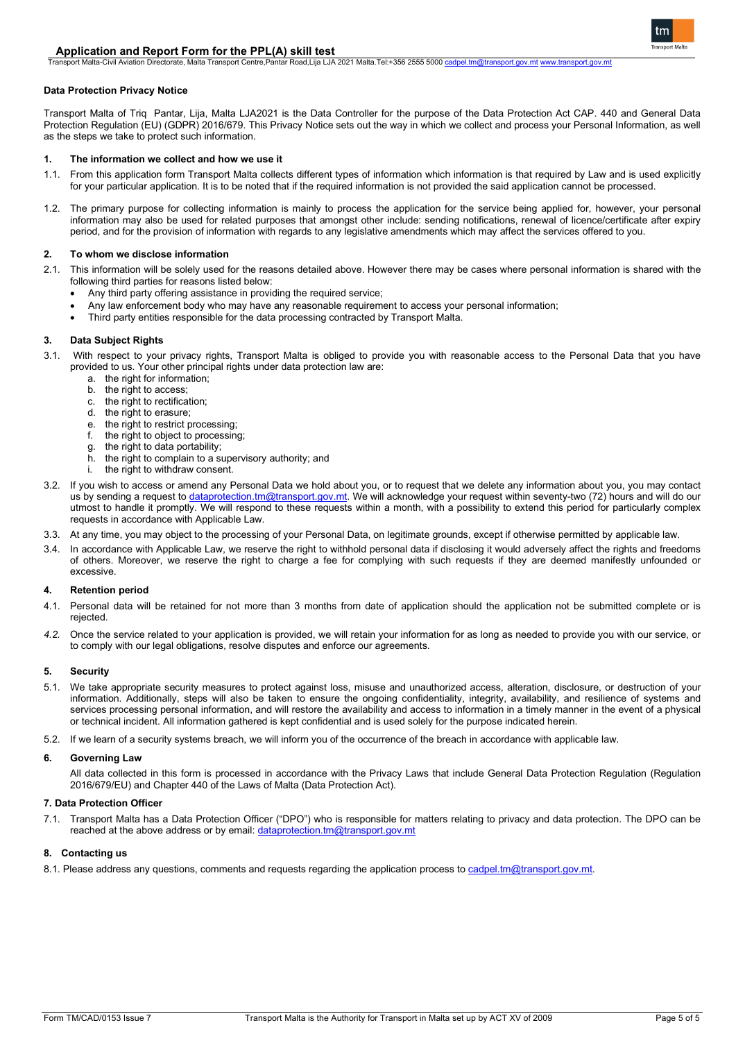## Data Protection Privacy Notice

Transport Malta of Triq Pantar, Lija, Malta LJA2021 is the Data Controller for the purpose of the Data Protection Act CAP. 440 and General Data Protection Regulation (EU) (GDPR) 2016/679. This Privacy Notice sets out the way in which we collect and process your Personal Information, as well as the steps we take to protect such information.

### 1. The information we collect and how we use it

1.1. From this application form Transport Malta collects different types of information which information is that required by Law and is used explicitly for your particular application. It is to be noted that if the required information is not provided the said application cannot be processed.

1.2. The primary purpose for collecting information is mainly to process the application for the service being applied for, however, your personal information may also be used for related purposes that amongst other include: sending notifications, renewal of licence/certificate after expiry period, and for the provision of information with regards to any legislative amendments which may affect the services offered to you.

### 2. To whom we disclose information

2.1. This information will be solely used for the reasons detailed above. However there may be cases where personal information is shared with the following third parties for reasons listed below:

- Any third party offering assistance in providing the required service;
- Any law enforcement body who may have any reasonable requirement to access your personal information;
- Third party entities responsible for the data processing contracted by Transport Malta.

### 3. Data Subject Rights

3.1. With respect to your privacy rights, Transport Malta is obliged to provide you with reasonable access to the Personal Data that you have provided to us. Your other principal rights under data protection law are:

a. the right for information;
b. the right to access;
c. the right to rectification;
d. the right to erasure;
e. the right to restrict processing;
f. the right to object to processing;
g. the right to data portability;
h. the right to complain to a supervisory authority; and
i. the right to withdraw consent.

3.2. If you wish to access or amend any Personal Data we hold about you, or to request that we delete any information about you, you may contact us by sending a request to dataprotection.tm@transport.gov.mt. We will acknowledge your request within seventy-two (72) hours and will do our utmost to handle it promptly. We will respond to these requests within a month, with a possibility to extend this period for particularly complex requests in accordance with Applicable Law.

3.3. At any time, you may object to the processing of your Personal Data, on legitimate grounds, except if otherwise permitted by applicable law.

3.4. In accordance with Applicable Law, we reserve the right to withhold personal data if disclosing it would adversely affect the rights and freedoms of others. Moreover, we reserve the right to charge a fee for complying with such requests if they are deemed manifestly unfounded or excessive.

### 4. Retention period

4.1. Personal data will be retained for not more than 3 months from date of application should the application not be submitted complete or is rejected.

*4.2.* Once the service related to your application is provided, we will retain your information for as long as needed to provide you with our service, or to comply with our legal obligations, resolve disputes and enforce our agreements.

### 5. Security

5.1. We take appropriate security measures to protect against loss, misuse and unauthorized access, alteration, disclosure, or destruction of your information. Additionally, steps will also be taken to ensure the ongoing confidentiality, integrity, availability, and resilience of systems and services processing personal information, and will restore the availability and access to information in a timely manner in the event of a physical or technical incident. All information gathered is kept confidential and is used solely for the purpose indicated herein.

5.2. If we learn of a security systems breach, we will inform you of the occurrence of the breach in accordance with applicable law.

### 6. Governing Law

All data collected in this form is processed in accordance with the Privacy Laws that include General Data Protection Regulation (Regulation 2016/679/EU) and Chapter 440 of the Laws of Malta (Data Protection Act).

### 7. Data Protection Officer

7.1. Transport Malta has a Data Protection Officer ("DPO") who is responsible for matters relating to privacy and data protection. The DPO can be reached at the above address or by email: dataprotection.tm@transport.gov.mt

### 8. Contacting us

8.1. Please address any questions, comments and requests regarding the application process to cadpel.tm@transport.gov.mt.